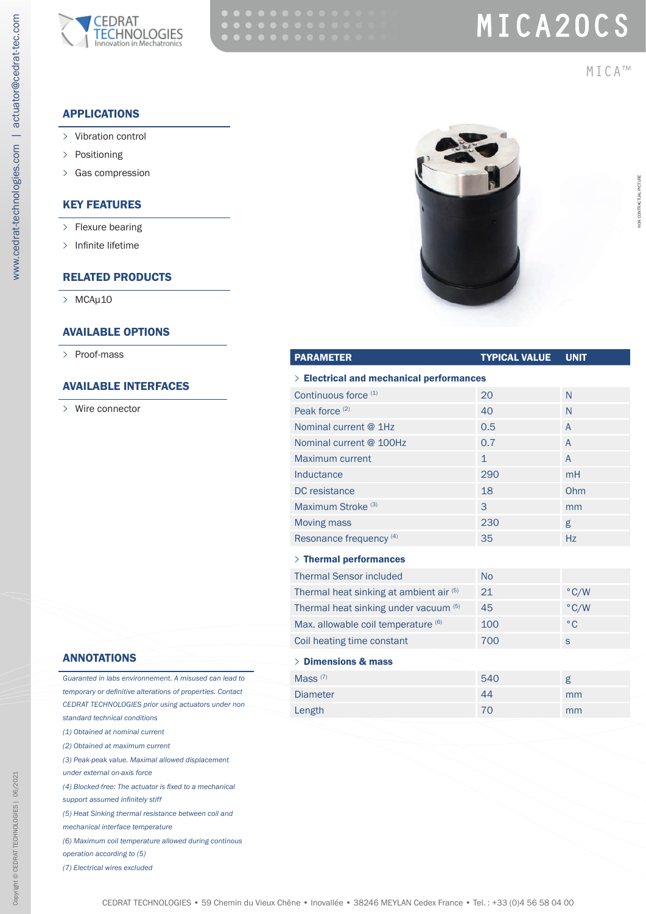# MICA20CS

MICA™

## APPLICATIONS

- Vibration control
- Positioning
- Gas compression

## KEY FEATURES

- Flexure bearing
- Infinite lifetime

## RELATED PRODUCTS

- MCAµ10

## AVAILABLE OPTIONS

- Proof-mass

## AVAILABLE INTERFACES

- Wire connector

| PARAMETER | TYPICAL VALUE | UNIT |
|---|---|---|
| **Electrical and mechanical performances** | | |
| Continuous force (1) | 20 | N |
| Peak force (2) | 40 | N |
| Nominal current @ 1Hz | 0.5 | A |
| Nominal current @ 100Hz | 0.7 | A |
| Maximum current | 1 | A |
| Inductance | 290 | mH |
| DC resistance | 18 | Ohm |
| Maximum Stroke (3) | 3 | mm |
| Moving mass | 230 | g |
| Resonance frequency (4) | 35 | Hz |
| **Thermal performances** | | |
| Thermal Sensor included | No | |
| Thermal heat sinking at ambient air (5) | 21 | °C/W |
| Thermal heat sinking under vacuum (5) | 45 | °C/W |
| Max. allowable coil temperature (6) | 100 | °C |
| Coil heating time constant | 700 | s |
| **Dimensions & mass** | | |
| Mass (7) | 540 | g |
| Diameter | 44 | mm |
| Length | 70 | mm |

## ANNOTATIONS

*Guaranteed in labs environnement. A misused can lead to temporary or definitive alterations of properties. Contact CEDRAT TECHNOLOGIES prior using actuators under non standard technical conditions*

*(1) Obtained at nominal current*

*(2) Obtained at maximum current*

*(3) Peak-peak value. Maximal allowed displacement under external on-axis force*

*(4) Blocked-free: The actuator is fixed to a mechanical support assumed infinitely stiff*

*(5) Heat Sinking thermal resistance between coil and mechanical interface temperature*

*(6) Maximum coil temperature allowed during continous operation according to (5)*

*(7) Electrical wires excluded*

CEDRAT TECHNOLOGIES • 59 Chemin du Vieux Chêne • Inovallée • 38246 MEYLAN Cedex France • Tel. : +33 (0)4 56 58 04 00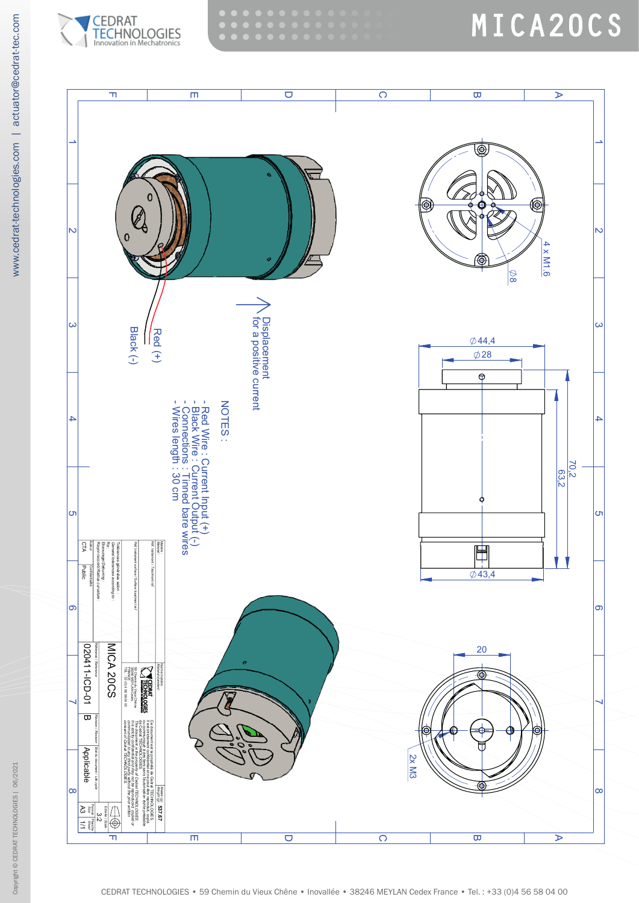# MICA20CS

NOTES :

- Red Wire : Current Input (+)
- Black Wire : Current Output (-)
- Connections : Tinned bare wires
- Wires length : 30 cm

Displacement for a positive current

Red (+)

Black (-)

4 x M1,6

⌀8

⌀44,4

⌀28

70,2

63,2

⌀43,4

20

2x M3

MICA 20CS

02041-ICD-01

B

Applicable

537,67

3:2

A3

1/1

CTA

Public

CEDRAT TECHNOLOGIES • 59 Chemin du Vieux Chêne • Inovallée • 38246 MEYLAN Cedex France • Tel. : +33 (0)4 56 58 04 00

www.cedrat-technologies.com | actuator@cedrat-tec.com

Copyright © CEDRAT TECHNOLOGIES | 06/2021